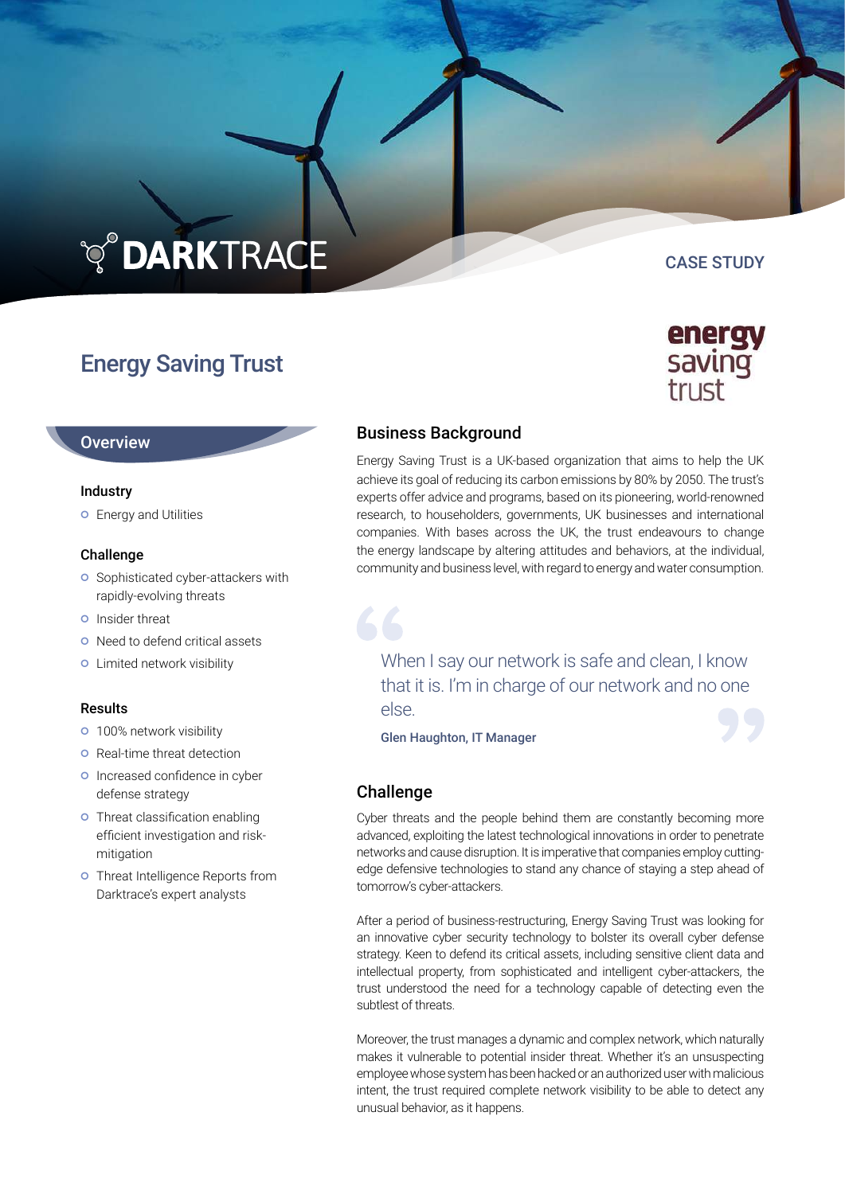DARKTRACE

CASE STUDY

# Energy Saving Trust

energy saving trust

## Overview

### Industry

- Energy and Utilities

### Challenge

- Sophisticated cyber-attackers with rapidly-evolving threats
- Insider threat
- Need to defend critical assets
- Limited network visibility

### Results

- 100% network visibility
- Real-time threat detection
- Increased confidence in cyber defense strategy
- Threat classification enabling efficient investigation and risk-mitigation
- Threat Intelligence Reports from Darktrace's expert analysts

## Business Background

Energy Saving Trust is a UK-based organization that aims to help the UK achieve its goal of reducing its carbon emissions by 80% by 2050. The trust's experts offer advice and programs, based on its pioneering, world-renowned research, to householders, governments, UK businesses and international companies. With bases across the UK, the trust endeavours to change the energy landscape by altering attitudes and behaviors, at the individual, community and business level, with regard to energy and water consumption.

> When I say our network is safe and clean, I know that it is. I'm in charge of our network and no one else.
>
> **Glen Haughton, IT Manager**

## Challenge

Cyber threats and the people behind them are constantly becoming more advanced, exploiting the latest technological innovations in order to penetrate networks and cause disruption. It is imperative that companies employ cutting-edge defensive technologies to stand any chance of staying a step ahead of tomorrow's cyber-attackers.

After a period of business-restructuring, Energy Saving Trust was looking for an innovative cyber security technology to bolster its overall cyber defense strategy. Keen to defend its critical assets, including sensitive client data and intellectual property, from sophisticated and intelligent cyber-attackers, the trust understood the need for a technology capable of detecting even the subtlest of threats.

Moreover, the trust manages a dynamic and complex network, which naturally makes it vulnerable to potential insider threat. Whether it's an unsuspecting employee whose system has been hacked or an authorized user with malicious intent, the trust required complete network visibility to be able to detect any unusual behavior, as it happens.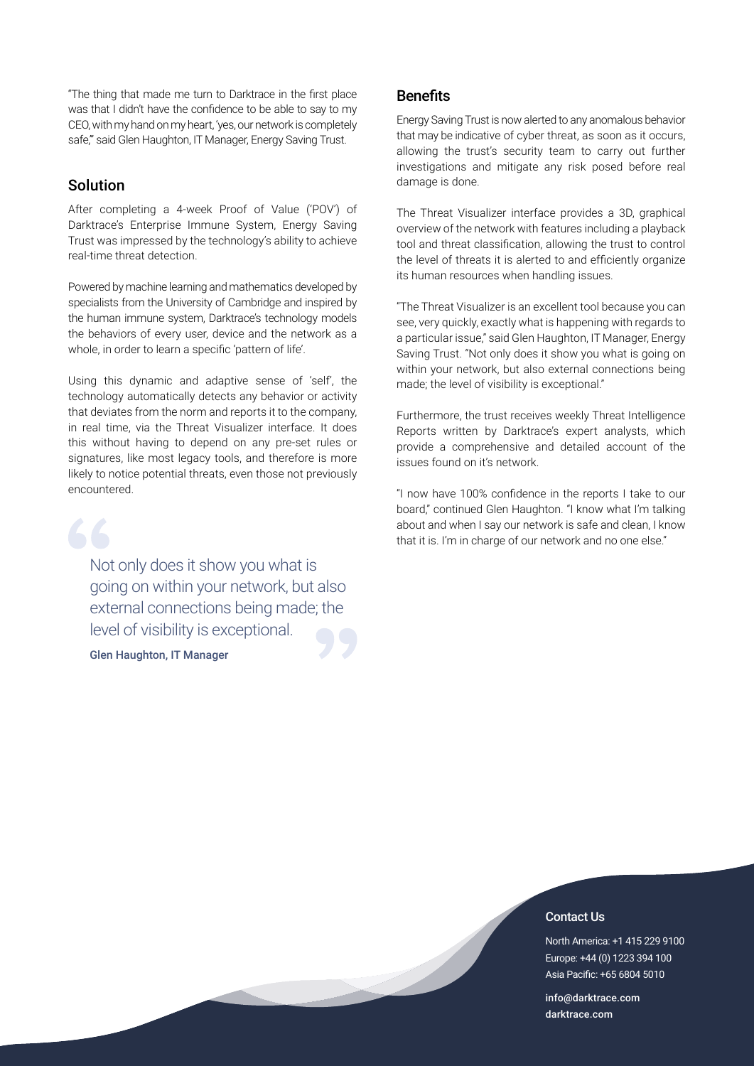"The thing that made me turn to Darktrace in the first place was that I didn't have the confidence to be able to say to my CEO, with my hand on my heart, 'yes, our network is completely safe,'" said Glen Haughton, IT Manager, Energy Saving Trust.

## Solution

After completing a 4-week Proof of Value ('POV') of Darktrace's Enterprise Immune System, Energy Saving Trust was impressed by the technology's ability to achieve real-time threat detection.

Powered by machine learning and mathematics developed by specialists from the University of Cambridge and inspired by the human immune system, Darktrace's technology models the behaviors of every user, device and the network as a whole, in order to learn a specific 'pattern of life'.

Using this dynamic and adaptive sense of 'self', the technology automatically detects any behavior or activity that deviates from the norm and reports it to the company, in real time, via the Threat Visualizer interface. It does this without having to depend on any pre-set rules or signatures, like most legacy tools, and therefore is more likely to notice potential threats, even those not previously encountered.

> Not only does it show you what is going on within your network, but also external connections being made; the level of visibility is exceptional.
>
> Glen Haughton, IT Manager

## Benefits

Energy Saving Trust is now alerted to any anomalous behavior that may be indicative of cyber threat, as soon as it occurs, allowing the trust's security team to carry out further investigations and mitigate any risk posed before real damage is done.

The Threat Visualizer interface provides a 3D, graphical overview of the network with features including a playback tool and threat classification, allowing the trust to control the level of threats it is alerted to and efficiently organize its human resources when handling issues.

"The Threat Visualizer is an excellent tool because you can see, very quickly, exactly what is happening with regards to a particular issue," said Glen Haughton, IT Manager, Energy Saving Trust. "Not only does it show you what is going on within your network, but also external connections being made; the level of visibility is exceptional."

Furthermore, the trust receives weekly Threat Intelligence Reports written by Darktrace's expert analysts, which provide a comprehensive and detailed account of the issues found on it's network.

"I now have 100% confidence in the reports I take to our board," continued Glen Haughton. "I know what I'm talking about and when I say our network is safe and clean, I know that it is. I'm in charge of our network and no one else."

### Contact Us

North America: +1 415 229 9100
Europe: +44 (0) 1223 394 100
Asia Pacific: +65 6804 5010

info@darktrace.com
darktrace.com